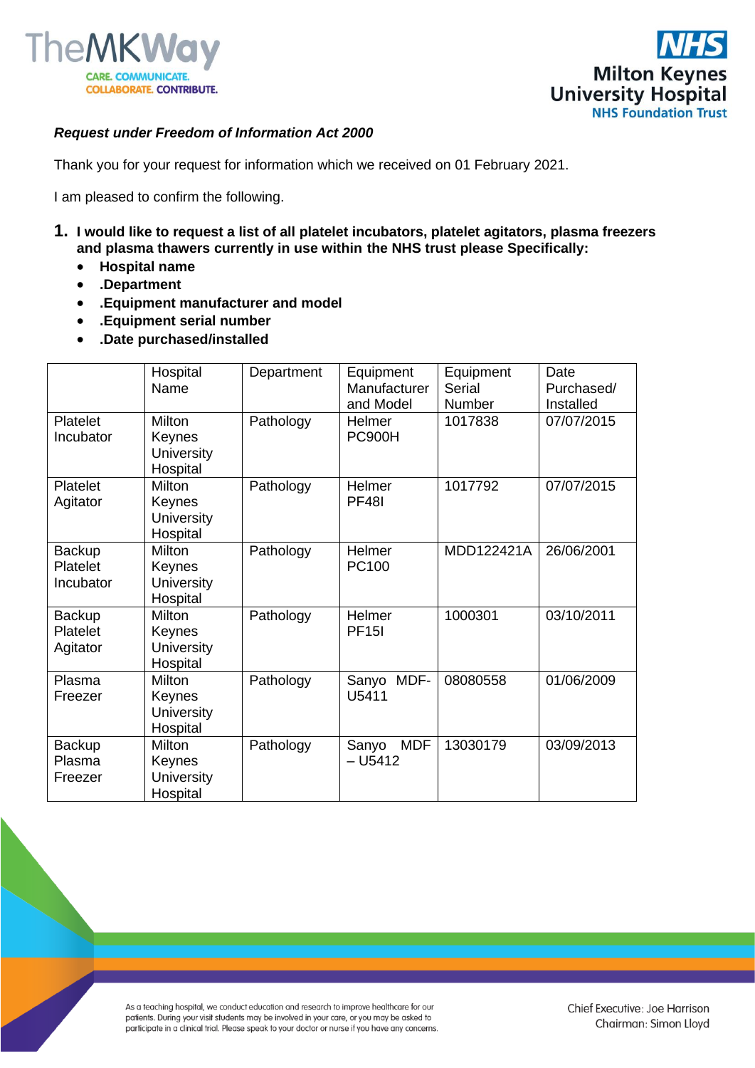*Request under Freedom of Information Act 2000*

Thank you for your request for information which we received on 01 February 2021.

I am pleased to confirm the following.

1. **I would like to request a list of all platelet incubators, platelet agitators, plasma freezers and plasma thawers currently in use within the NHS trust please Specifically:**
   - **Hospital name**
   - **.Department**
   - **.Equipment manufacturer and model**
   - **.Equipment serial number**
   - **.Date purchased/installed**

| | Hospital Name | Department | Equipment Manufacturer and Model | Equipment Serial Number | Date Purchased/ Installed |
|---|---|---|---|---|---|
| Platelet Incubator | Milton Keynes University Hospital | Pathology | Helmer PC900H | 1017838 | 07/07/2015 |
| Platelet Agitator | Milton Keynes University Hospital | Pathology | Helmer PF48I | 1017792 | 07/07/2015 |
| Backup Platelet Incubator | Milton Keynes University Hospital | Pathology | Helmer PC100 | MDD122421A | 26/06/2001 |
| Backup Platelet Agitator | Milton Keynes University Hospital | Pathology | Helmer PF15I | 1000301 | 03/10/2011 |
| Plasma Freezer | Milton Keynes University Hospital | Pathology | Sanyo MDF-U5411 | 08080558 | 01/06/2009 |
| Backup Plasma Freezer | Milton Keynes University Hospital | Pathology | Sanyo MDF – U5412 | 13030179 | 03/09/2013 |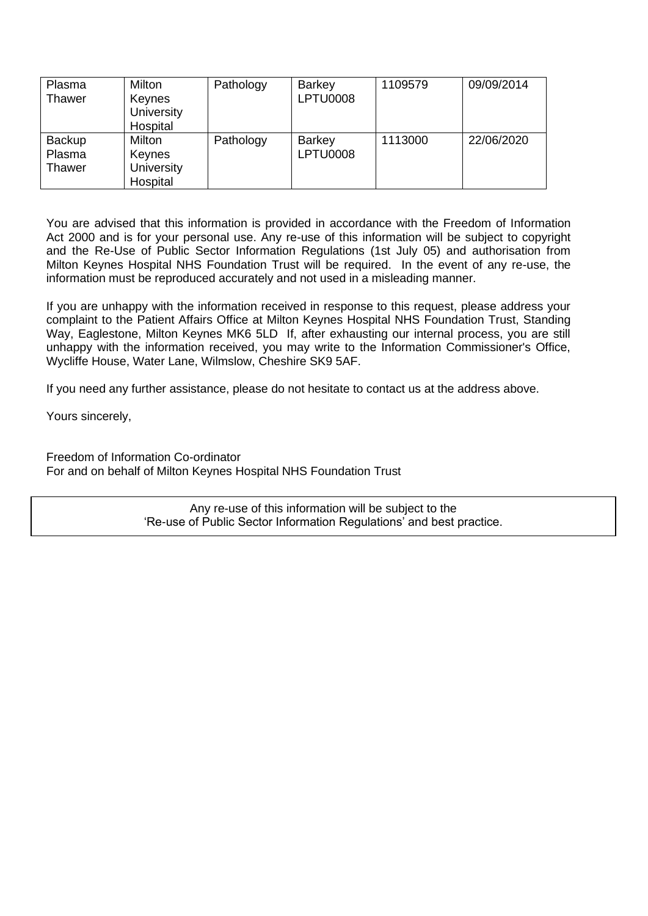| | | | | | |
|---|---|---|---|---|---|
| Plasma Thawer | Milton Keynes University Hospital | Pathology | Barkey LPTU0008 | 1109579 | 09/09/2014 |
| Backup Plasma Thawer | Milton Keynes University Hospital | Pathology | Barkey LPTU0008 | 1113000 | 22/06/2020 |

You are advised that this information is provided in accordance with the Freedom of Information Act 2000 and is for your personal use. Any re-use of this information will be subject to copyright and the Re-Use of Public Sector Information Regulations (1st July 05) and authorisation from Milton Keynes Hospital NHS Foundation Trust will be required. In the event of any re-use, the information must be reproduced accurately and not used in a misleading manner.

If you are unhappy with the information received in response to this request, please address your complaint to the Patient Affairs Office at Milton Keynes Hospital NHS Foundation Trust, Standing Way, Eaglestone, Milton Keynes MK6 5LD If, after exhausting our internal process, you are still unhappy with the information received, you may write to the Information Commissioner's Office, Wycliffe House, Water Lane, Wilmslow, Cheshire SK9 5AF.

If you need any further assistance, please do not hesitate to contact us at the address above.

Yours sincerely,

Freedom of Information Co-ordinator
For and on behalf of Milton Keynes Hospital NHS Foundation Trust

Any re-use of this information will be subject to the
'Re-use of Public Sector Information Regulations' and best practice.